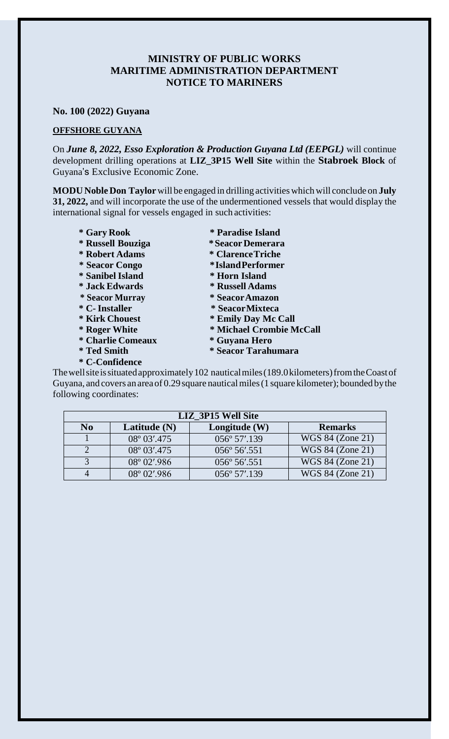# MINISTRY OF PUBLIC WORKS
# MARITIME ADMINISTRATION DEPARTMENT
# NOTICE TO MARINERS

**No. 100 (2022) Guyana**

**OFFSHORE GUYANA**

On ***June 8, 2022, Esso Exploration & Production Guyana Ltd (EEPGL)*** will continue development drilling operations at **LIZ_3P15 Well Site** within the **Stabroek Block** of Guyana's Exclusive Economic Zone.

**MODU Noble Don Taylor** will be engaged in drilling activities which will conclude on **July 31, 2022,** and will incorporate the use of the undermentioned vessels that would display the international signal for vessels engaged in such activities:

- **Gary Rook**
- **Russell Bouziga**
- **Robert Adams**
- **Seacor Congo**
- **Sanibel Island**
- **Jack Edwards**
- **Seacor Murray**
- **C- Installer**
- **Kirk Chouest**
- **Roger White**
- **Charlie Comeaux**
- **Ted Smith**
- **C-Confidence**
- **Paradise Island**
- **Seacor Demerara**
- **Clarence Triche**
- **Island Performer**
- **Horn Island**
- **Russell Adams**
- **Seacor Amazon**
- **Seacor Mixteca**
- **Emily Day Mc Call**
- **Michael Crombie McCall**
- **Guyana Hero**
- **Seacor Tarahumara**

The well site is situated approximately 102 nautical miles (189.0 kilometers) from the Coast of Guyana, and covers an area of 0.29 square nautical miles (1 square kilometer); bounded by the following coordinates:

| LIZ_3P15 Well Site | | | |
|---|---|---|---|
| **No** | **Latitude (N)** | **Longitude (W)** | **Remarks** |
| 1 | 08º 03′.475 | 056º 57′.139 | WGS 84 (Zone 21) |
| 2 | 08º 03′.475 | 056º 56′.551 | WGS 84 (Zone 21) |
| 3 | 08º 02′.986 | 056º 56′.551 | WGS 84 (Zone 21) |
| 4 | 08º 02′.986 | 056º 57′.139 | WGS 84 (Zone 21) |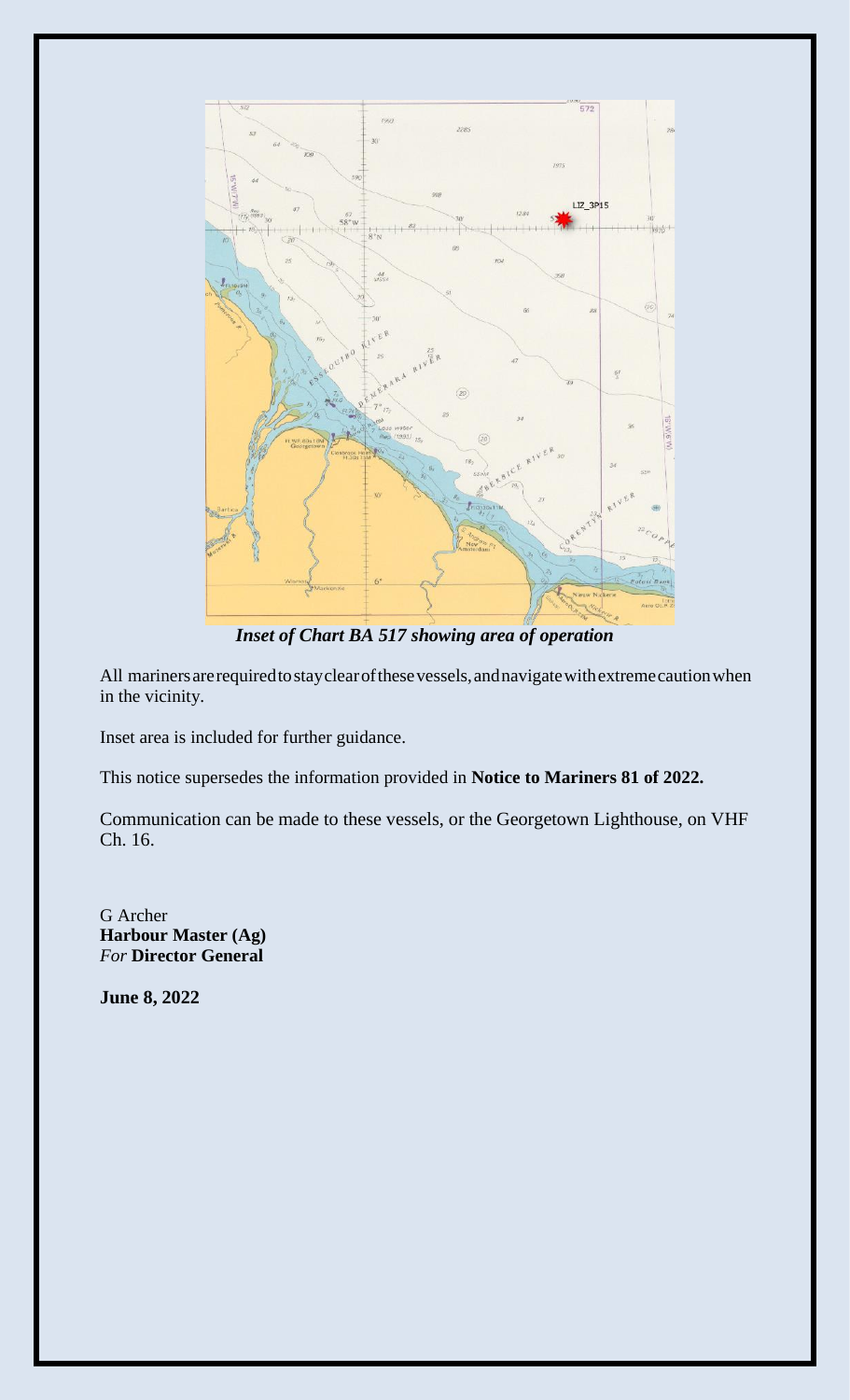*Inset of Chart BA 517 showing area of operation*

All mariners are required to stay clear of these vessels, and navigate with extreme caution when in the vicinity.

Inset area is included for further guidance.

This notice supersedes the information provided in **Notice to Mariners 81 of 2022.**

Communication can be made to these vessels, or the Georgetown Lighthouse, on VHF Ch. 16.

G Archer
**Harbour Master (Ag)**
*For* **Director General**

**June 8, 2022**